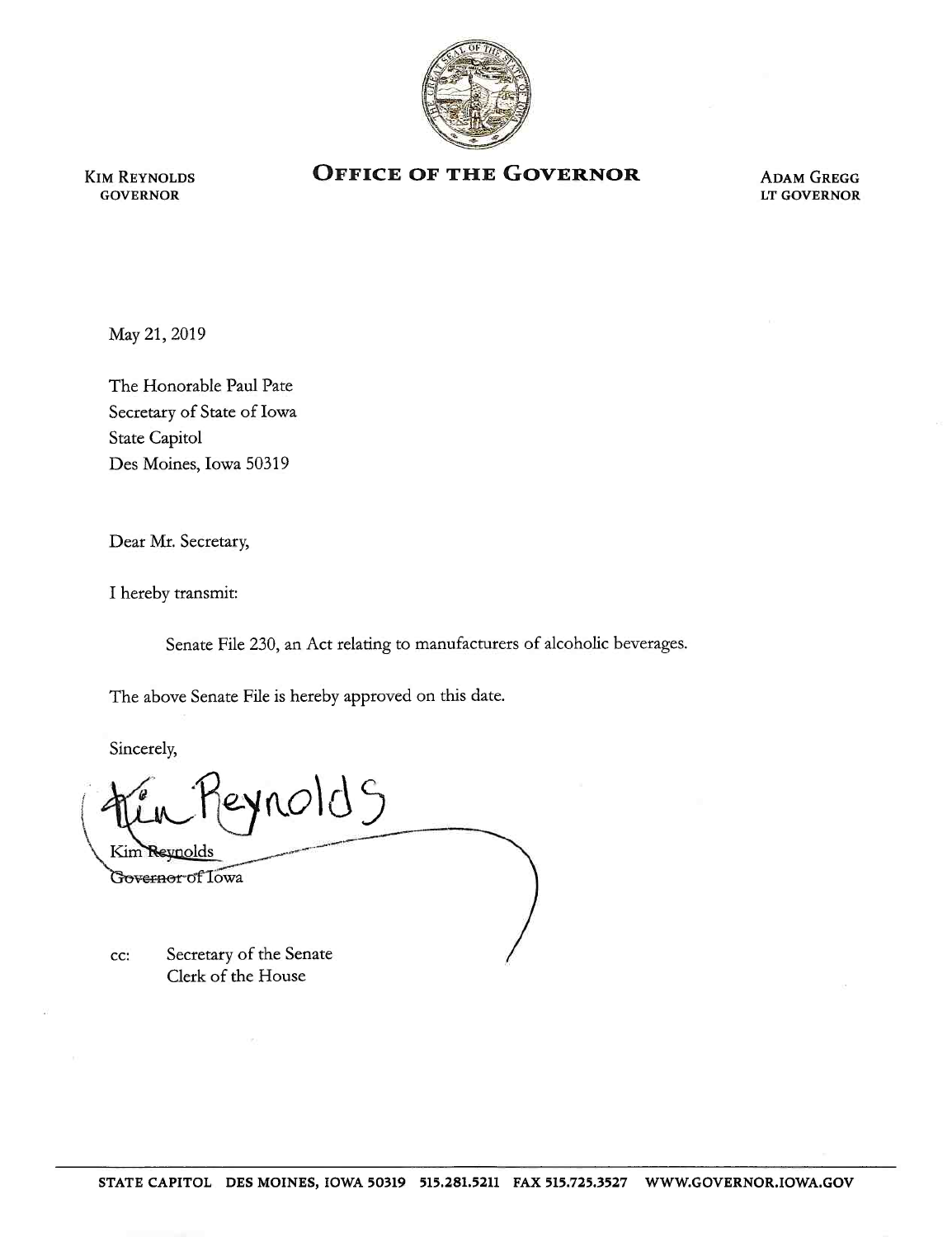KIM REYNOLDS
GOVERNOR

# OFFICE OF THE GOVERNOR

ADAM GREGG
LT GOVERNOR

May 21, 2019

The Honorable Paul Pate
Secretary of State of Iowa
State Capitol
Des Moines, Iowa 50319

Dear Mr. Secretary,

I hereby transmit:

> Senate File 230, an Act relating to manufacturers of alcoholic beverages.

The above Senate File is hereby approved on this date.

Sincerely,

Kim Reynolds
Governor of Iowa

cc: Secretary of the Senate
Clerk of the House

STATE CAPITOL DES MOINES, IOWA 50319 515.281.5211 FAX 515.725.3527 WWW.GOVERNOR.IOWA.GOV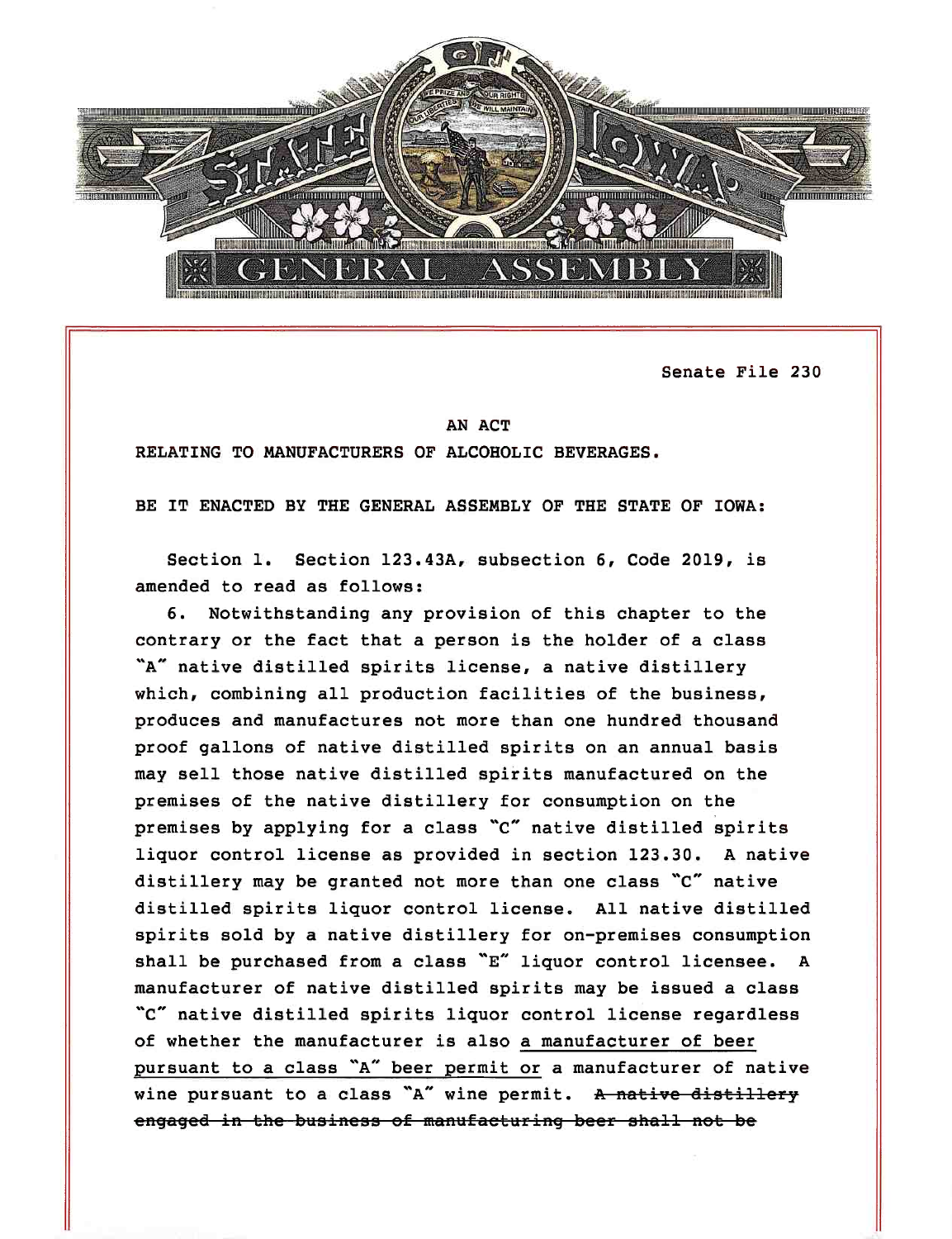Senate File 230

AN ACT

RELATING TO MANUFACTURERS OF ALCOHOLIC BEVERAGES.

BE IT ENACTED BY THE GENERAL ASSEMBLY OF THE STATE OF IOWA:

Section 1. Section 123.43A, subsection 6, Code 2019, is amended to read as follows:

6. Notwithstanding any provision of this chapter to the contrary or the fact that a person is the holder of a class "A" native distilled spirits license, a native distillery which, combining all production facilities of the business, produces and manufactures not more than one hundred thousand proof gallons of native distilled spirits on an annual basis may sell those native distilled spirits manufactured on the premises of the native distillery for consumption on the premises by applying for a class "C" native distilled spirits liquor control license as provided in section 123.30. A native distillery may be granted not more than one class "C" native distilled spirits liquor control license. All native distilled spirits sold by a native distillery for on-premises consumption shall be purchased from a class "E" liquor control licensee. A manufacturer of native distilled spirits may be issued a class "C" native distilled spirits liquor control license regardless of whether the manufacturer is also <u>a manufacturer of beer pursuant to a class "A" beer permit or</u> a manufacturer of native wine pursuant to a class "A" wine permit. ~~A native distillery engaged in the business of manufacturing beer shall not be~~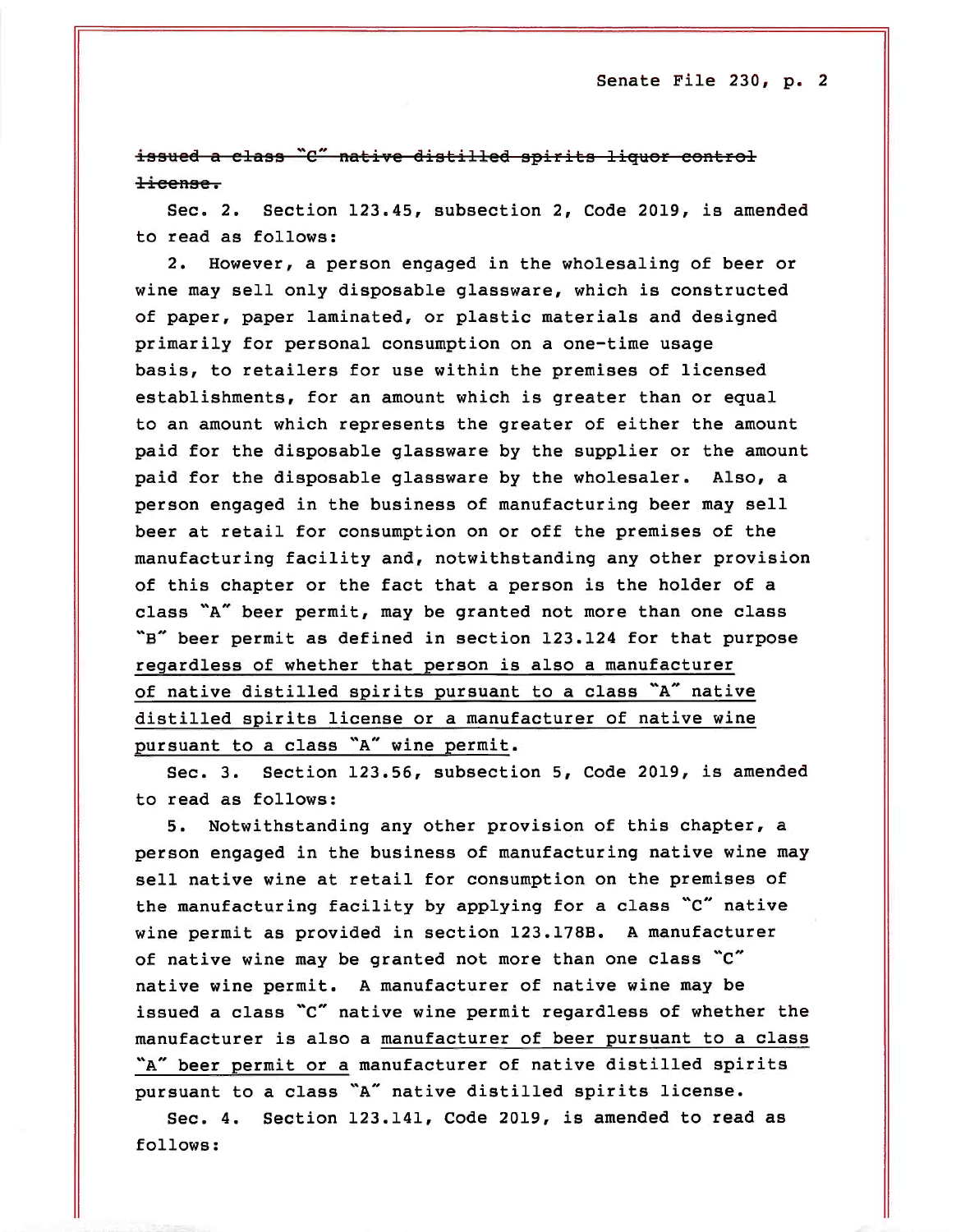~~issued a class "C" native distilled spirits liquor control license.~~

Sec. 2. Section 123.45, subsection 2, Code 2019, is amended to read as follows:

2. However, a person engaged in the wholesaling of beer or wine may sell only disposable glassware, which is constructed of paper, paper laminated, or plastic materials and designed primarily for personal consumption on a one-time usage basis, to retailers for use within the premises of licensed establishments, for an amount which is greater than or equal to an amount which represents the greater of either the amount paid for the disposable glassware by the supplier or the amount paid for the disposable glassware by the wholesaler. Also, a person engaged in the business of manufacturing beer may sell beer at retail for consumption on or off the premises of the manufacturing facility and, notwithstanding any other provision of this chapter or the fact that a person is the holder of a class "A" beer permit, may be granted not more than one class "B" beer permit as defined in section 123.124 for that purpose <u>regardless of whether that person is also a manufacturer of native distilled spirits pursuant to a class "A" native distilled spirits license or a manufacturer of native wine pursuant to a class "A" wine permit</u>.

Sec. 3. Section 123.56, subsection 5, Code 2019, is amended to read as follows:

5. Notwithstanding any other provision of this chapter, a person engaged in the business of manufacturing native wine may sell native wine at retail for consumption on the premises of the manufacturing facility by applying for a class "C" native wine permit as provided in section 123.178B. A manufacturer of native wine may be granted not more than one class "C" native wine permit. A manufacturer of native wine may be issued a class "C" native wine permit regardless of whether the manufacturer is also a <u>manufacturer of beer pursuant to a class "A" beer permit or a</u> manufacturer of native distilled spirits pursuant to a class "A" native distilled spirits license.

Sec. 4. Section 123.141, Code 2019, is amended to read as follows: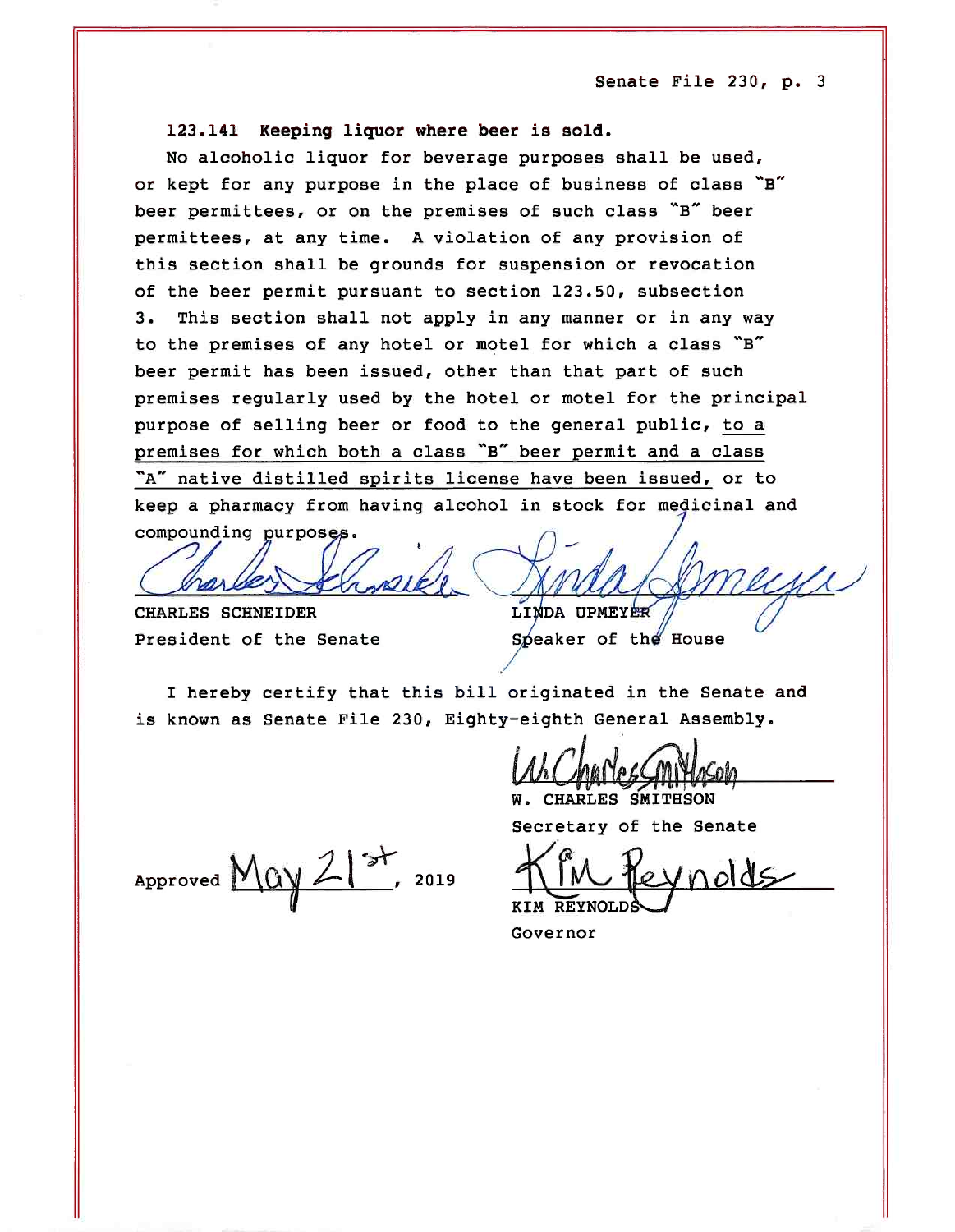**123.141 Keeping liquor where beer is sold.**

No alcoholic liquor for beverage purposes shall be used, or kept for any purpose in the place of business of class "B" beer permittees, or on the premises of such class "B" beer permittees, at any time. A violation of any provision of this section shall be grounds for suspension or revocation of the beer permit pursuant to section 123.50, subsection 3. This section shall not apply in any manner or in any way to the premises of any hotel or motel for which a class "B" beer permit has been issued, other than that part of such premises regularly used by the hotel or motel for the principal purpose of selling beer or food to the general public, <u>to a premises for which both a class "B" beer permit and a class "A" native distilled spirits license have been issued,</u> or to keep a pharmacy from having alcohol in stock for medicinal and compounding purposes.

CHARLES SCHNEIDER
President of the Senate

LINDA UPMEYER
Speaker of the House

I hereby certify that this bill originated in the Senate and is known as Senate File 230, Eighty-eighth General Assembly.

W. CHARLES SMITHSON
Secretary of the Senate

Approved May 21st, 2019

KIM REYNOLDS
Governor